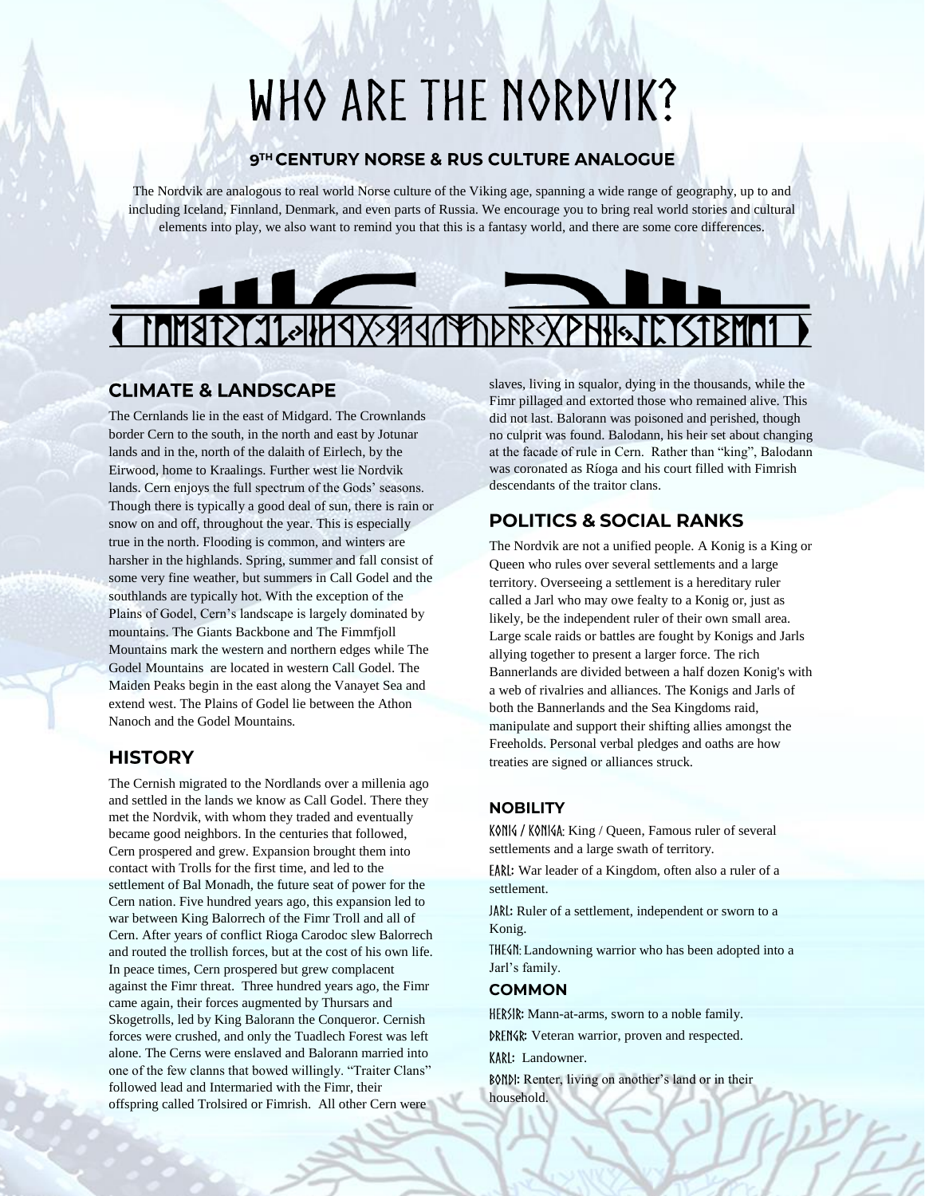# WHO ARE THE NORDVIK?

### 9TH CENTURY NORSE & RUS CULTURE ANALOGUE

The Nordvik are analogous to real world Norse culture of the Viking age, spanning a wide range of geography, up to and including Iceland, Finnland, Denmark, and even parts of Russia. We encourage you to bring real world stories and cultural elements into play, we also want to remind you that this is a fantasy world, and there are some core differences.

## CLIMATE & LANDSCAPE

The Cernlands lie in the east of Midgard. The Crownlands border Cern to the south, in the north and east by Jotunar lands and in the, north of the dalaith of Eirlech, by the Eirwood, home to Kraalings. Further west lie Nordvik lands. Cern enjoys the full spectrum of the Gods' seasons. Though there is typically a good deal of sun, there is rain or snow on and off, throughout the year. This is especially true in the north. Flooding is common, and winters are harsher in the highlands. Spring, summer and fall consist of some very fine weather, but summers in Call Godel and the southlands are typically hot. With the exception of the Plains of Godel, Cern's landscape is largely dominated by mountains. The Giants Backbone and The Fimmfjoll Mountains mark the western and northern edges while The Godel Mountains are located in western Call Godel. The Maiden Peaks begin in the east along the Vanayet Sea and extend west. The Plains of Godel lie between the Athon Nanoch and the Godel Mountains.

## HISTORY

The Cernish migrated to the Nordlands over a millenia ago and settled in the lands we know as Call Godel. There they met the Nordvik, with whom they traded and eventually became good neighbors. In the centuries that followed, Cern prospered and grew. Expansion brought them into contact with Trolls for the first time, and led to the settlement of Bal Monadh, the future seat of power for the Cern nation. Five hundred years ago, this expansion led to war between King Balorrech of the Fimr Troll and all of Cern. After years of conflict Rioga Carodoc slew Balorrech and routed the trollish forces, but at the cost of his own life. In peace times, Cern prospered but grew complacent against the Fimr threat. Three hundred years ago, the Fimr came again, their forces augmented by Thursars and Skogetrolls, led by King Balorann the Conqueror. Cernish forces were crushed, and only the Tuadlech Forest was left alone. The Cerns were enslaved and Balorann married into one of the few clanns that bowed willingly. "Traiter Clans" followed lead and Intermaried with the Fimr, their offspring called Trolsired or Fimrish. All other Cern were slaves, living in squalor, dying in the thousands, while the Fimr pillaged and extorted those who remained alive. This did not last. Balorann was poisoned and perished, though no culprit was found. Balodann, his heir set about changing at the facade of rule in Cern. Rather than "king", Balodann was coronated as Ríoga and his court filled with Fimrish descendants of the traitor clans.

## POLITICS & SOCIAL RANKS

The Nordvik are not a unified people. A Konig is a King or Queen who rules over several settlements and a large territory. Overseeing a settlement is a hereditary ruler called a Jarl who may owe fealty to a Konig or, just as likely, be the independent ruler of their own small area. Large scale raids or battles are fought by Konigs and Jarls allying together to present a larger force. The rich Bannerlands are divided between a half dozen Konig's with a web of rivalries and alliances. The Konigs and Jarls of both the Bannerlands and the Sea Kingdoms raid, manipulate and support their shifting allies amongst the Freeholds. Personal verbal pledges and oaths are how treaties are signed or alliances struck.

### NOBILITY

**KONIG / KONIGA:** King / Queen, Famous ruler of several settlements and a large swath of territory.

**EARL:** War leader of a Kingdom, often also a ruler of a settlement.

**JARL:** Ruler of a settlement, independent or sworn to a Konig.

**THEGN:** Landowning warrior who has been adopted into a Jarl's family.

### COMMON

**HERSIR:** Mann-at-arms, sworn to a noble family.

**DRENGR:** Veteran warrior, proven and respected.

**KARL:** Landowner.

**BONDI:** Renter, living on another's land or in their household.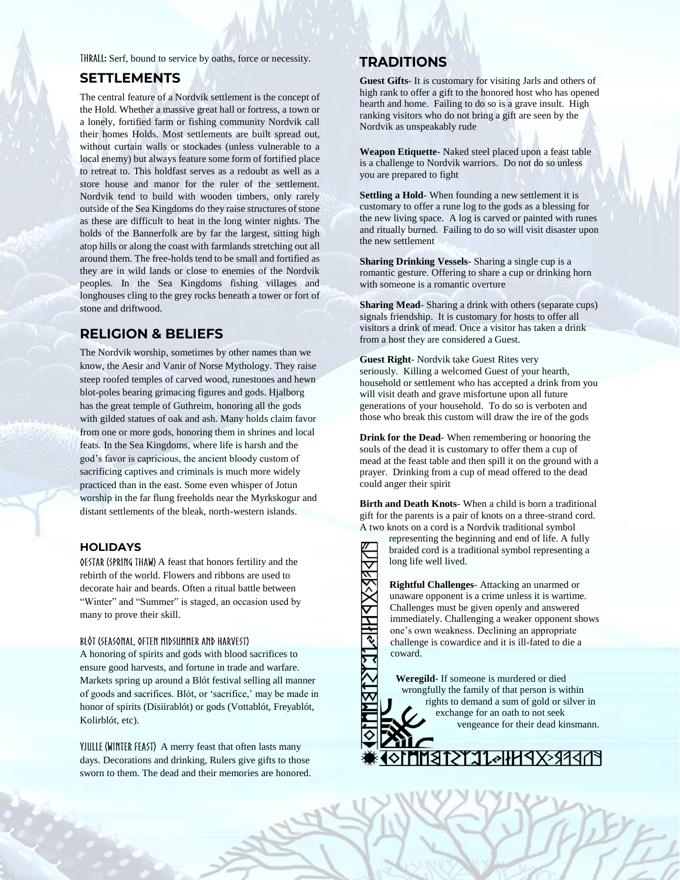**THRALL:** Serf, bound to service by oaths, force or necessity.

## SETTLEMENTS

The central feature of a Nordvik settlement is the concept of the Hold. Whether a massive great hall or fortress, a town or a lonely, fortified farm or fishing community Nordvik call their homes Holds. Most settlements are built spread out, without curtain walls or stockades (unless vulnerable to a local enemy) but always feature some form of fortified place to retreat to. This holdfast serves as a redoubt as well as a store house and manor for the ruler of the settlement. Nordvik tend to build with wooden timbers, only rarely outside of the Sea Kingdoms do they raise structures of stone as these are difficult to heat in the long winter nights. The holds of the Bannerfolk are by far the largest, sitting high atop hills or along the coast with farmlands stretching out all around them. The free-holds tend to be small and fortified as they are in wild lands or close to enemies of the Nordvik peoples. In the Sea Kingdoms fishing villages and longhouses cling to the grey rocks beneath a tower or fort of stone and driftwood.

## RELIGION & BELIEFS

The Nordvik worship, sometimes by other names than we know, the Aesir and Vanir of Norse Mythology. They raise steep roofed temples of carved wood, runestones and hewn blot-poles bearing grimacing figures and gods. Hjalborg has the great temple of Guthreim, honoring all the gods with gilded statues of oak and ash. Many holds claim favor from one or more gods, honoring them in shrines and local feats. In the Sea Kingdoms, where life is harsh and the god's favor is capricious, the ancient bloody custom of sacrificing captives and criminals is much more widely practiced than in the east. Some even whisper of Jotun worship in the far flung freeholds near the Myrkskogur and distant settlements of the bleak, north-western islands.

### HOLIDAYS

**OESTAR (SPRING THAW)** A feast that honors fertility and the rebirth of the world. Flowers and ribbons are used to decorate hair and beards. Often a ritual battle between "Winter" and "Summer" is staged, an occasion used by many to prove their skill.

**BLÓT (SEASONAL, OFTEN MIDSUMMER AND HARVEST)**
A honoring of spirits and gods with blood sacrifices to ensure good harvests, and fortune in trade and warfare. Markets spring up around a Blót festival selling all manner of goods and sacrifices. Blót, or 'sacrifice,' may be made in honor of spirits (Disiirablót) or gods (Vottablót, Freyablót, Kolirblót, etc).

**YJULLE (WINTER FEAST)** A merry feast that often lasts many days. Decorations and drinking, Rulers give gifts to those sworn to them. The dead and their memories are honored.

## TRADITIONS

**Guest Gifts**- It is customary for visiting Jarls and others of high rank to offer a gift to the honored host who has opened hearth and home. Failing to do so is a grave insult. High ranking visitors who do not bring a gift are seen by the Nordvik as unspeakably rude

**Weapon Etiquette**- Naked steel placed upon a feast table is a challenge to Nordvik warriors. Do not do so unless you are prepared to fight

**Settling a Hold**- When founding a new settlement it is customary to offer a rune log to the gods as a blessing for the new living space. A log is carved or painted with runes and ritually burned. Failing to do so will visit disaster upon the new settlement

**Sharing Drinking Vessels**- Sharing a single cup is a romantic gesture. Offering to share a cup or drinking horn with someone is a romantic overture

**Sharing Mead**- Sharing a drink with others (separate cups) signals friendship. It is customary for hosts to offer all visitors a drink of mead. Once a visitor has taken a drink from a host they are considered a Guest.

**Guest Right**- Nordvik take Guest Rites very seriously. Killing a welcomed Guest of your hearth, household or settlement who has accepted a drink from you will visit death and grave misfortune upon all future generations of your household. To do so is verboten and those who break this custom will draw the ire of the gods

**Drink for the Dead**- When remembering or honoring the souls of the dead it is customary to offer them a cup of mead at the feast table and then spill it on the ground with a prayer. Drinking from a cup of mead offered to the dead could anger their spirit

**Birth and Death Knots**- When a child is born a traditional gift for the parents is a pair of knots on a three-strand cord. A two knots on a cord is a Nordvik traditional symbol representing the beginning and end of life. A fully braided cord is a traditional symbol representing a long life well lived.

**Rightful Challenges**- Attacking an unarmed or unaware opponent is a crime unless it is wartime. Challenges must be given openly and answered immediately. Challenging a weaker opponent shows one's own weakness. Declining an appropriate challenge is cowardice and it is ill-fated to die a coward.

**Weregild**- If someone is murdered or died wrongfully the family of that person is within rights to demand a sum of gold or silver in exchange for an oath to not seek vengeance for their dead kinsmann.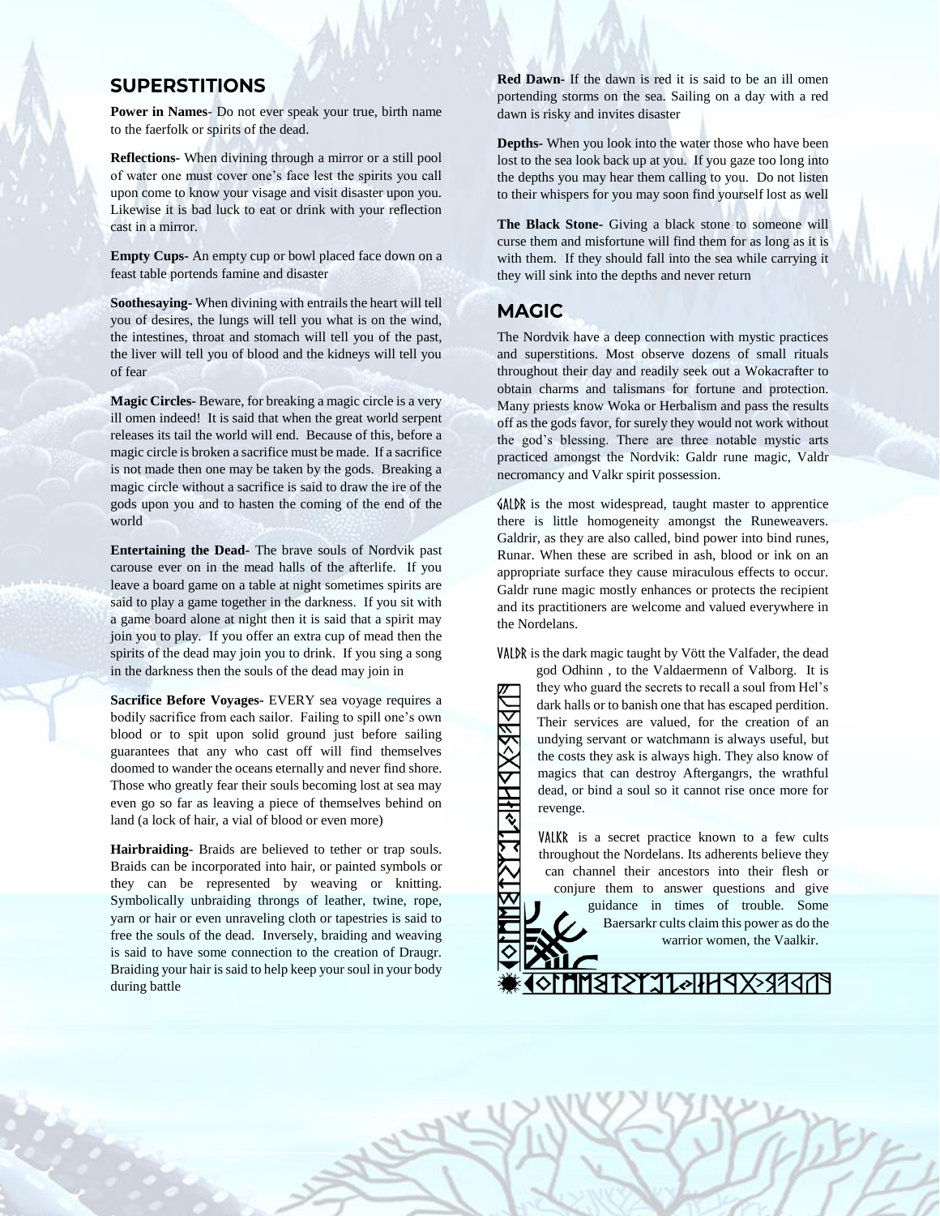## SUPERSTITIONS

**Power in Names**- Do not ever speak your true, birth name to the faerfolk or spirits of the dead.

**Reflections**- When divining through a mirror or a still pool of water one must cover one's face lest the spirits you call upon come to know your visage and visit disaster upon you. Likewise it is bad luck to eat or drink with your reflection cast in a mirror.

**Empty Cups**- An empty cup or bowl placed face down on a feast table portends famine and disaster

**Soothesaying**- When divining with entrails the heart will tell you of desires, the lungs will tell you what is on the wind, the intestines, throat and stomach will tell you of the past, the liver will tell you of blood and the kidneys will tell you of fear

**Magic Circles**- Beware, for breaking a magic circle is a very ill omen indeed! It is said that when the great world serpent releases its tail the world will end. Because of this, before a magic circle is broken a sacrifice must be made. If a sacrifice is not made then one may be taken by the gods. Breaking a magic circle without a sacrifice is said to draw the ire of the gods upon you and to hasten the coming of the end of the world

**Entertaining the Dead**- The brave souls of Nordvik past carouse ever on in the mead halls of the afterlife. If you leave a board game on a table at night sometimes spirits are said to play a game together in the darkness. If you sit with a game board alone at night then it is said that a spirit may join you to play. If you offer an extra cup of mead then the spirits of the dead may join you to drink. If you sing a song in the darkness then the souls of the dead may join in

**Sacrifice Before Voyages**- EVERY sea voyage requires a bodily sacrifice from each sailor. Failing to spill one's own blood or to spit upon solid ground just before sailing guarantees that any who cast off will find themselves doomed to wander the oceans eternally and never find shore. Those who greatly fear their souls becoming lost at sea may even go so far as leaving a piece of themselves behind on land (a lock of hair, a vial of blood or even more)

**Hairbraiding**- Braids are believed to tether or trap souls. Braids can be incorporated into hair, or painted symbols or they can be represented by weaving or knitting. Symbolically unbraiding throngs of leather, twine, rope, yarn or hair or even unraveling cloth or tapestries is said to free the souls of the dead. Inversely, braiding and weaving is said to have some connection to the creation of Draugr. Braiding your hair is said to help keep your soul in your body during battle

**Red Dawn**- If the dawn is red it is said to be an ill omen portending storms on the sea. Sailing on a day with a red dawn is risky and invites disaster

**Depths**- When you look into the water those who have been lost to the sea look back up at you. If you gaze too long into the depths you may hear them calling to you. Do not listen to their whispers for you may soon find yourself lost as well

**The Black Stone**- Giving a black stone to someone will curse them and misfortune will find them for as long as it is with them. If they should fall into the sea while carrying it they will sink into the depths and never return

## MAGIC

The Nordvik have a deep connection with mystic practices and superstitions. Most observe dozens of small rituals throughout their day and readily seek out a Wokacrafter to obtain charms and talismans for fortune and protection. Many priests know Woka or Herbalism and pass the results off as the gods favor, for surely they would not work without the god's blessing. There are three notable mystic arts practiced amongst the Nordvik: Galdr rune magic, Valdr necromancy and Valkr spirit possession.

GALDR is the most widespread, taught master to apprentice there is little homogeneity amongst the Runeweavers. Galdrir, as they are also called, bind power into bind runes, Runar. When these are scribed in ash, blood or ink on an appropriate surface they cause miraculous effects to occur. Galdr rune magic mostly enhances or protects the recipient and its practitioners are welcome and valued everywhere in the Nordelans.

VALDR is the dark magic taught by Vött the Valfader, the dead god Odhinn , to the Valdaermenn of Valborg. It is they who guard the secrets to recall a soul from Hel's dark halls or to banish one that has escaped perdition. Their services are valued, for the creation of an undying servant or watchmann is always useful, but the costs they ask is always high. They also know of magics that can destroy Aftergangrs, the wrathful dead, or bind a soul so it cannot rise once more for revenge.

VALKR is a secret practice known to a few cults throughout the Nordelans. Its adherents believe they can channel their ancestors into their flesh or conjure them to answer questions and give guidance in times of trouble. Some Baersarkr cults claim this power as do the warrior women, the Vaalkir.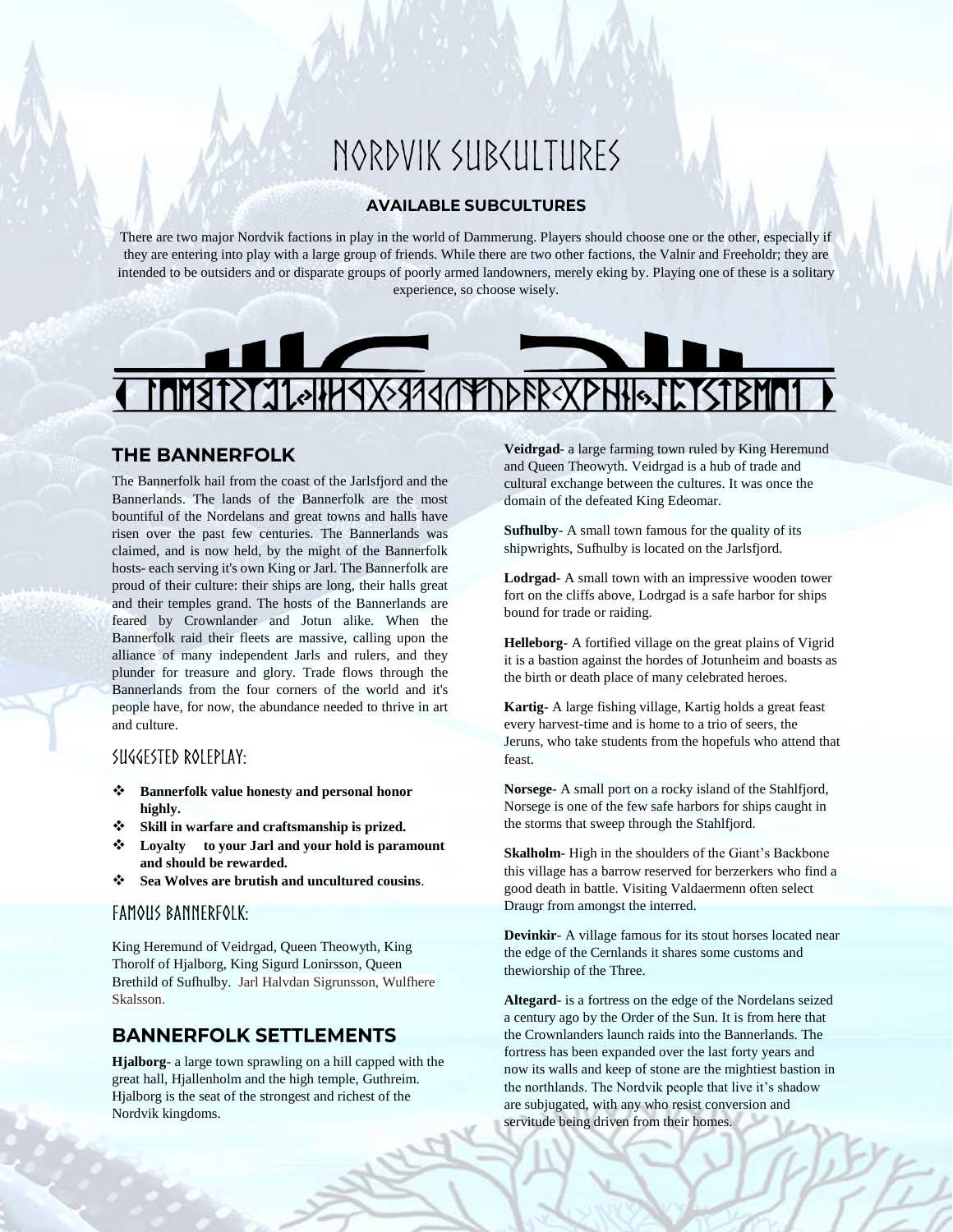# NORDVIK SUBCULTURES

### AVAILABLE SUBCULTURES

There are two major Nordvik factions in play in the world of Dammerung. Players should choose one or the other, especially if they are entering into play with a large group of friends. While there are two other factions, the Valnir and Freeholdr; they are intended to be outsiders and or disparate groups of poorly armed landowners, merely eking by. Playing one of these is a solitary experience, so choose wisely.

## THE BANNERFOLK

The Bannerfolk hail from the coast of the Jarlsfjord and the Bannerlands. The lands of the Bannerfolk are the most bountiful of the Nordelans and great towns and halls have risen over the past few centuries. The Bannerlands was claimed, and is now held, by the might of the Bannerfolk hosts- each serving it's own King or Jarl. The Bannerfolk are proud of their culture: their ships are long, their halls great and their temples grand. The hosts of the Bannerlands are feared by Crownlander and Jotun alike. When the Bannerfolk raid their fleets are massive, calling upon the alliance of many independent Jarls and rulers, and they plunder for treasure and glory. Trade flows through the Bannerlands from the four corners of the world and it's people have, for now, the abundance needed to thrive in art and culture.

### SUGGESTED ROLEPLAY:

- **Bannerfolk value honesty and personal honor highly.**
- **Skill in warfare and craftsmanship is prized.**
- **Loyalty to your Jarl and your hold is paramount and should be rewarded.**
- **Sea Wolves are brutish and uncultured cousins**.

### FAMOUS BANNERFOLK:

King Heremund of Veidrgad, Queen Theowyth, King Thorolf of Hjalborg, King Sigurd Lonirsson, Queen Brethild of Sufhulby. Jarl Halvdan Sigrunsson, Wulfhere Skalsson.

## BANNERFOLK SETTLEMENTS

**Hjalborg**- a large town sprawling on a hill capped with the great hall, Hjallenholm and the high temple, Guthreim. Hjalborg is the seat of the strongest and richest of the Nordvik kingdoms.

**Veidrgad**- a large farming town ruled by King Heremund and Queen Theowyth. Veidrgad is a hub of trade and cultural exchange between the cultures. It was once the domain of the defeated King Edeomar.

**Sufhulby**- A small town famous for the quality of its shipwrights, Sufhulby is located on the Jarlsfjord.

**Lodrgad**- A small town with an impressive wooden tower fort on the cliffs above, Lodrgad is a safe harbor for ships bound for trade or raiding.

**Helleborg**- A fortified village on the great plains of Vigrid it is a bastion against the hordes of Jotunheim and boasts as the birth or death place of many celebrated heroes.

**Kartig**- A large fishing village, Kartig holds a great feast every harvest-time and is home to a trio of seers, the Jeruns, who take students from the hopefuls who attend that feast.

**Norsege**- A small port on a rocky island of the Stahlfjord, Norsege is one of the few safe harbors for ships caught in the storms that sweep through the Stahlfjord.

**Skalholm**- High in the shoulders of the Giant's Backbone this village has a barrow reserved for berzerkers who find a good death in battle. Visiting Valdaermenn often select Draugr from amongst the interred.

**Devinkir**- A village famous for its stout horses located near the edge of the Cernlands it shares some customs and thewiorship of the Three.

**Altegard**- is a fortress on the edge of the Nordelans seized a century ago by the Order of the Sun. It is from here that the Crownlanders launch raids into the Bannerlands. The fortress has been expanded over the last forty years and now its walls and keep of stone are the mightiest bastion in the northlands. The Nordvik people that live it's shadow are subjugated, with any who resist conversion and servitude being driven from their homes.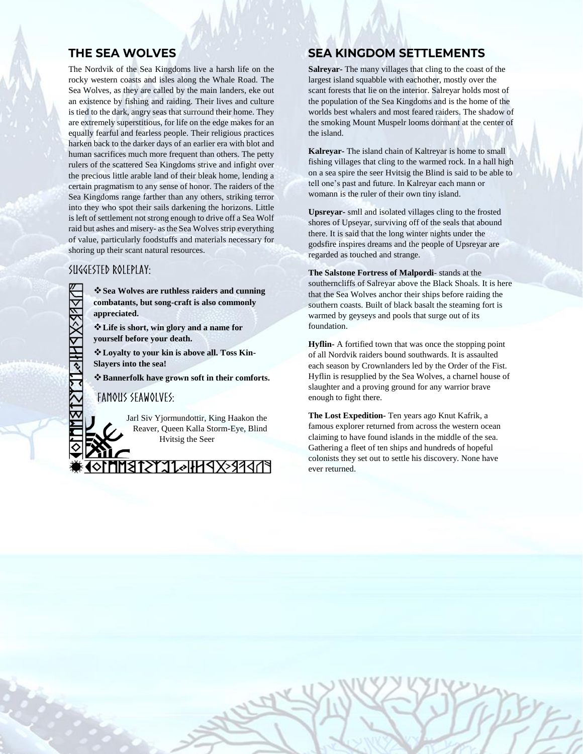## THE SEA WOLVES

The Nordvik of the Sea Kingdoms live a harsh life on the rocky western coasts and isles along the Whale Road. The Sea Wolves, as they are called by the main landers, eke out an existence by fishing and raiding. Their lives and culture is tied to the dark, angry seas that surround their home. They are extremely superstitious, for life on the edge makes for an equally fearful and fearless people. Their religious practices harken back to the darker days of an earlier era with blot and human sacrifices much more frequent than others. The petty rulers of the scattered Sea Kingdoms strive and infight over the precious little arable land of their bleak home, lending a certain pragmatism to any sense of honor. The raiders of the Sea Kingdoms range farther than any others, striking terror into they who spot their sails darkening the horizons. Little is left of settlement not strong enough to drive off a Sea Wolf raid but ashes and misery- as the Sea Wolves strip everything of value, particularly foodstuffs and materials necessary for shoring up their scant natural resources.

### SUGGESTED ROLEPLAY:

- **Sea Wolves are ruthless raiders and cunning combatants, but song-craft is also commonly appreciated.**
- **Life is short, win glory and a name for yourself before your death.**
- **Loyalty to your kin is above all. Toss Kin-Slayers into the sea!**
- **Bannerfolk have grown soft in their comforts.**

### FAMOUS SEAWOLVES:

Jarl Siv Yjormundottir, King Haakon the Reaver, Queen Kalla Storm-Eye, Blind Hvitsig the Seer

## SEA KINGDOM SETTLEMENTS

**Salreyar-** The many villages that cling to the coast of the largest island squabble with eachother, mostly over the scant forests that lie on the interior. Salreyar holds most of the population of the Sea Kingdoms and is the home of the worlds best whalers and most feared raiders. The shadow of the smoking Mount Muspelr looms dormant at the center of the island.

**Kalreyar-** The island chain of Kaltreyar is home to small fishing villages that cling to the warmed rock. In a hall high on a sea spire the seer Hvitsig the Blind is said to be able to tell one's past and future. In Kalreyar each mann or womann is the ruler of their own tiny island.

**Upsreyar-** smll and isolated villages cling to the frosted shores of Upseyar, surviving off of the seals that abound there. It is said that the long winter nights under the godsfire inspires dreams and the people of Upsreyar are regarded as touched and strange.

**The Salstone Fortress of Malpordi**- stands at the southerncliffs of Salreyar above the Black Shoals. It is here that the Sea Wolves anchor their ships before raiding the southern coasts. Built of black basalt the steaming fort is warmed by geyseys and pools that surge out of its foundation.

**Hyflin-** A fortified town that was once the stopping point of all Nordvik raiders bound southwards. It is assaulted each season by Crownlanders led by the Order of the Fist. Hyflin is resupplied by the Sea Wolves, a charnel house of slaughter and a proving ground for any warrior brave enough to fight there.

**The Lost Expedition-** Ten years ago Knut Kafrik, a famous explorer returned from across the western ocean claiming to have found islands in the middle of the sea. Gathering a fleet of ten ships and hundreds of hopeful colonists they set out to settle his discovery. None have ever returned.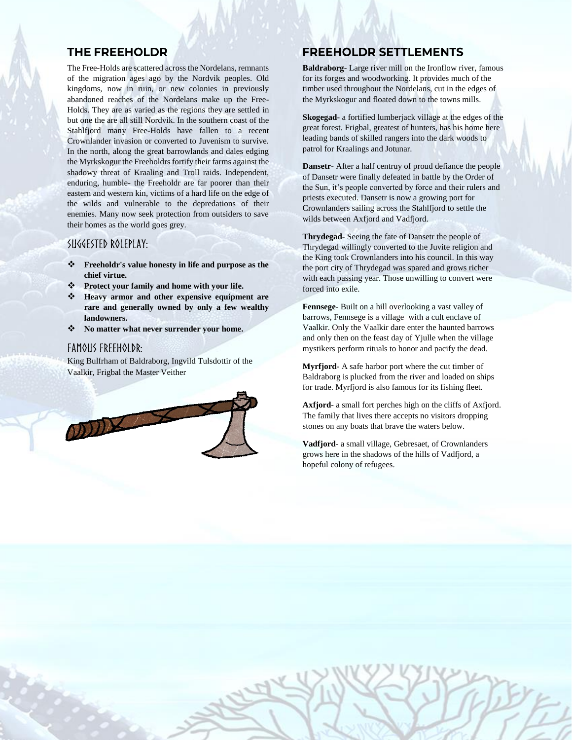## THE FREEHOLDR

The Free-Holds are scattered across the Nordelans, remnants of the migration ages ago by the Nordvik peoples. Old kingdoms, now in ruin, or new colonies in previously abandoned reaches of the Nordelans make up the Free-Holds. They are as varied as the regions they are settled in but one the are all still Nordvik. In the southern coast of the Stahlfjord many Free-Holds have fallen to a recent Crownlander invasion or converted to Juvenism to survive. In the north, along the great barrowlands and dales edging the Myrkskogur the Freeholdrs fortify their farms against the shadowy threat of Kraaling and Troll raids. Independent, enduring, humble- the Freeholdr are far poorer than their eastern and western kin, victims of a hard life on the edge of the wilds and vulnerable to the depredations of their enemies. Many now seek protection from outsiders to save their homes as the world goes grey.

### SUGGESTED ROLEPLAY:

- **Freeholdr's value honesty in life and purpose as the chief virtue.**
- **Protect your family and home with your life.**
- **Heavy armor and other expensive equipment are rare and generally owned by only a few wealthy landowners.**
- **No matter what never surrender your home.**

### FAMOUS FREEHOLDR:

King Bulfrham of Baldraborg, Ingvild Tulsdottir of the Vaalkir, Frigbal the Master Veither

## FREEHOLDR SETTLEMENTS

**Baldraborg**- Large river mill on the Ironflow river, famous for its forges and woodworking. It provides much of the timber used throughout the Nordelans, cut in the edges of the Myrkskogur and floated down to the towns mills.

**Skogegad**- a fortified lumberjack village at the edges of the great forest. Frigbal, greatest of hunters, has his home here leading bands of skilled rangers into the dark woods to patrol for Kraalings and Jotunar.

**Dansetr**- After a half centruy of proud defiance the people of Dansetr were finally defeated in battle by the Order of the Sun, it's people converted by force and their rulers and priests executed. Dansetr is now a growing port for Crownlanders sailing across the Stahlfjord to settle the wilds between Axfjord and Vadfjord.

**Thrydegad**- Seeing the fate of Dansetr the people of Thrydegad willingly converted to the Juvite religion and the King took Crownlanders into his council. In this way the port city of Thrydegad was spared and grows richer with each passing year. Those unwilling to convert were forced into exile.

**Fennsege**- Built on a hill overlooking a vast valley of barrows, Fennsege is a village with a cult enclave of Vaalkir. Only the Vaalkir dare enter the haunted barrows and only then on the feast day of Yjulle when the village mystikers perform rituals to honor and pacify the dead.

**Myrfjord**- A safe harbor port where the cut timber of Baldraborg is plucked from the river and loaded on ships for trade. Myrfjord is also famous for its fishing fleet.

**Axfjord**- a small fort perches high on the cliffs of Axfjord. The family that lives there accepts no visitors dropping stones on any boats that brave the waters below.

**Vadfjord**- a small village, Gebresaet, of Crownlanders grows here in the shadows of the hills of Vadfjord, a hopeful colony of refugees.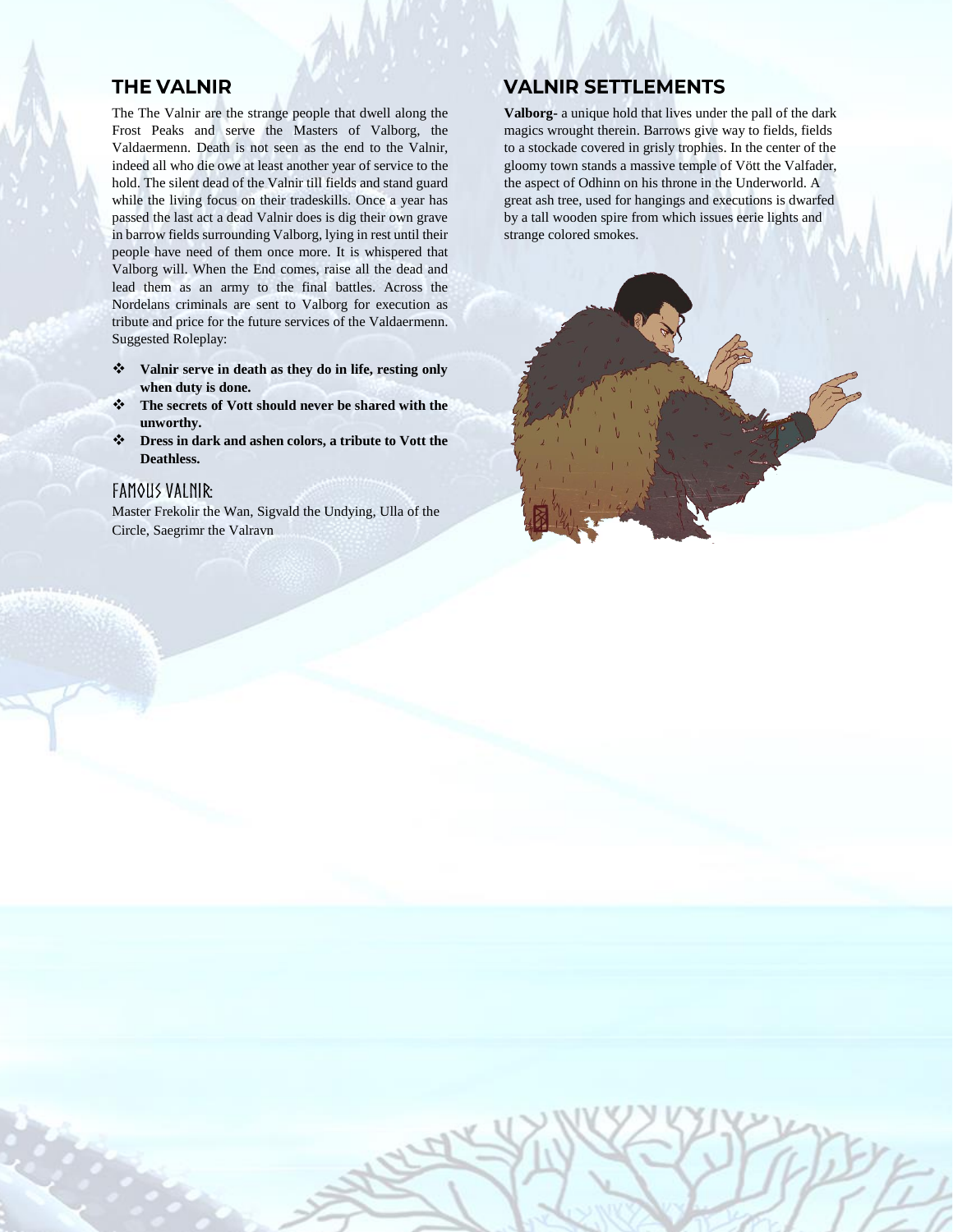## THE VALNIR

The The Valnir are the strange people that dwell along the Frost Peaks and serve the Masters of Valborg, the Valdaermenn. Death is not seen as the end to the Valnir, indeed all who die owe at least another year of service to the hold. The silent dead of the Valnir till fields and stand guard while the living focus on their tradeskills. Once a year has passed the last act a dead Valnir does is dig their own grave in barrow fields surrounding Valborg, lying in rest until their people have need of them once more. It is whispered that Valborg will. When the End comes, raise all the dead and lead them as an army to the final battles. Across the Nordelans criminals are sent to Valborg for execution as tribute and price for the future services of the Valdaermenn. Suggested Roleplay:

- **Valnir serve in death as they do in life, resting only when duty is done.**
- **The secrets of Vott should never be shared with the unworthy.**
- **Dress in dark and ashen colors, a tribute to Vott the Deathless.**

### FAMOUS VALNIR:

Master Frekolir the Wan, Sigvald the Undying, Ulla of the Circle, Saegrimr the Valravn

## VALNIR SETTLEMENTS

**Valborg-** a unique hold that lives under the pall of the dark magics wrought therein. Barrows give way to fields, fields to a stockade covered in grisly trophies. In the center of the gloomy town stands a massive temple of Vött the Valfader, the aspect of Odhinn on his throne in the Underworld. A great ash tree, used for hangings and executions is dwarfed by a tall wooden spire from which issues eerie lights and strange colored smokes.